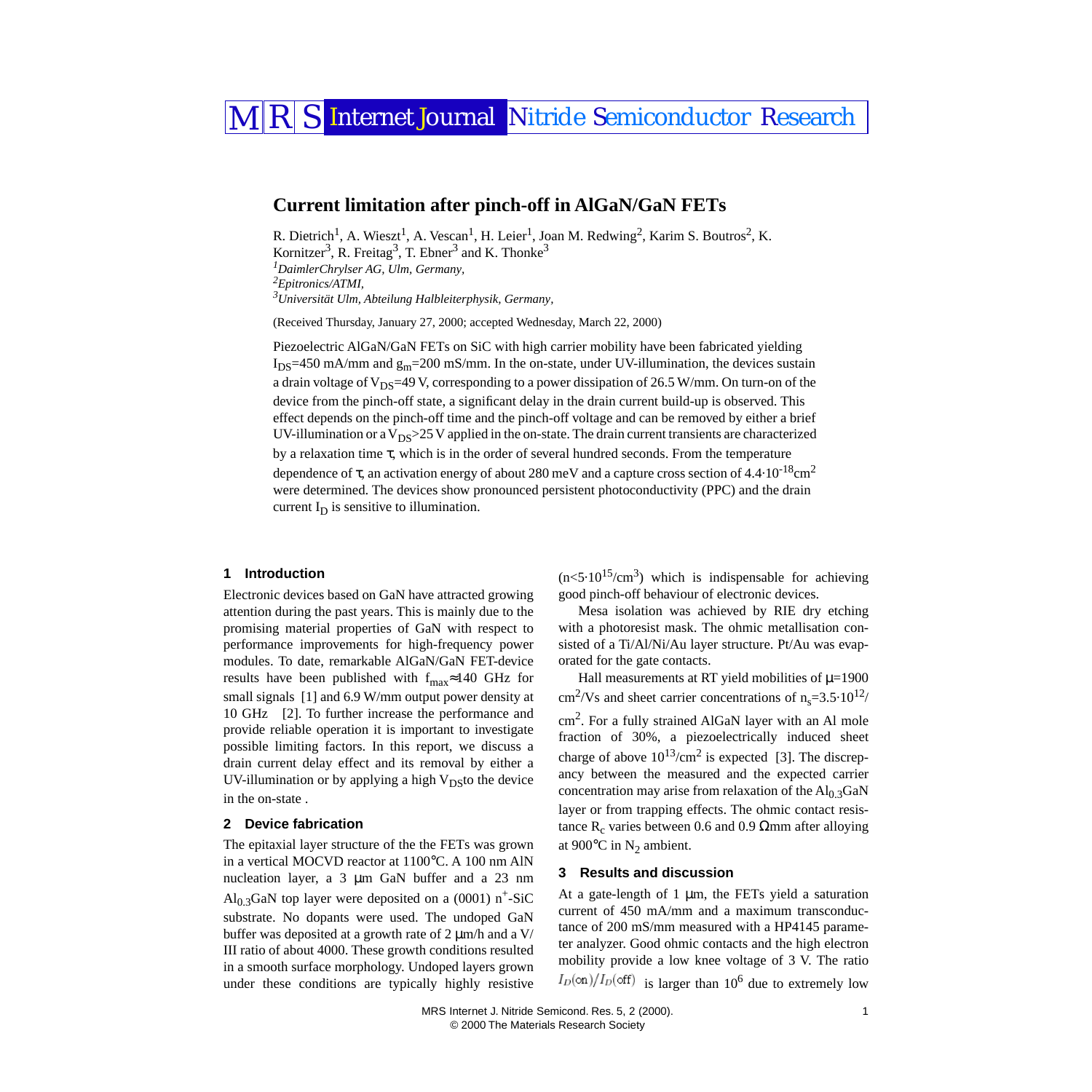# Current limitation after pinch-off in AlGaN/GaN FETs

R. Dietrich[1], A. Wieszt[1], A. Vescan[1], H. Leier[1], Joan M. Redwing[2], Karim S. Boutros[2], K. Kornitzer[3], R. Freitag[3], T. Ebner[3] and K. Thonke[3]

[1]*DaimlerChrylser AG, Ulm, Germany,*
[2]*Epitronics/ATMI,*
[3]*Universität Ulm, Abteilung Halbleiterphysik, Germany,*

(Received Thursday, January 27, 2000; accepted Wednesday, March 22, 2000)

Piezoelectric AlGaN/GaN FETs on SiC with high carrier mobility have been fabricated yielding $I_{DS}$=450 mA/mm and $g_m$=200 mS/mm. In the on-state, under UV-illumination, the devices sustain a drain voltage of $V_{DS}$=49 V, corresponding to a power dissipation of 26.5 W/mm. On turn-on of the device from the pinch-off state, a significant delay in the drain current build-up is observed. This effect depends on the pinch-off time and the pinch-off voltage and can be removed by either a brief UV-illumination or a $V_{DS}$>25 V applied in the on-state. The drain current transients are characterized by a relaxation time τ, which is in the order of several hundred seconds. From the temperature dependence of τ, an activation energy of about 280 meV and a capture cross section of $4.4{\cdot}10^{-18}$cm$^2$ were determined. The devices show pronounced persistent photoconductivity (PPC) and the drain current $I_D$ is sensitive to illumination.

## 1 Introduction

Electronic devices based on GaN have attracted growing attention during the past years. This is mainly due to the promising material properties of GaN with respect to performance improvements for high-frequency power modules. To date, remarkable AlGaN/GaN FET-device results have been published with $f_{max}$≈140 GHz for small signals [1] and 6.9 W/mm output power density at 10 GHz [2]. To further increase the performance and provide reliable operation it is important to investigate possible limiting factors. In this report, we discuss a drain current delay effect and its removal by either a UV-illumination or by applying a high $V_{DS}$to the device in the on-state .

## 2 Device fabrication

The epitaxial layer structure of the the FETs was grown in a vertical MOCVD reactor at 1100°C. A 100 nm AlN nucleation layer, a 3 µm GaN buffer and a 23 nm $Al_{0.3}$GaN top layer were deposited on a (0001) $n^+$-SiC substrate. No dopants were used. The undoped GaN buffer was deposited at a growth rate of 2 µm/h and a V/III ratio of about 4000. These growth conditions resulted in a smooth surface morphology. Undoped layers grown under these conditions are typically highly resistive ($n<5{\cdot}10^{15}$/cm$^3$) which is indispensable for achieving good pinch-off behaviour of electronic devices.

Mesa isolation was achieved by RIE dry etching with a photoresist mask. The ohmic metallisation consisted of a Ti/Al/Ni/Au layer structure. Pt/Au was evaporated for the gate contacts.

Hall measurements at RT yield mobilities of µ=1900 cm$^2$/Vs and sheet carrier concentrations of $n_s=3.5{\cdot}10^{12}$/cm$^2$. For a fully strained AlGaN layer with an Al mole fraction of 30%, a piezoelectrically induced sheet charge of above $10^{13}$/cm$^2$ is expected [3]. The discrepancy between the measured and the expected carrier concentration may arise from relaxation of the $Al_{0.3}$GaN layer or from trapping effects. The ohmic contact resistance $R_c$ varies between 0.6 and 0.9 Ωmm after alloying at 900°C in $N_2$ ambient.

## 3 Results and discussion

At a gate-length of 1 µm, the FETs yield a saturation current of 450 mA/mm and a maximum transconductance of 200 mS/mm measured with a HP4145 parameter analyzer. Good ohmic contacts and the high electron mobility provide a low knee voltage of 3 V. The ratio $I_D(\text{on})/I_D(\text{off})$ is larger than $10^6$ due to extremely low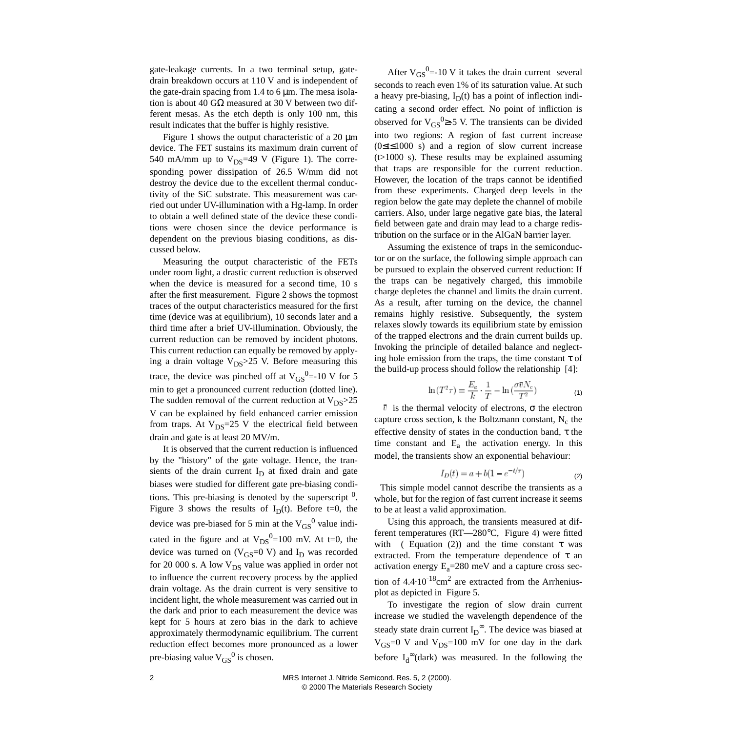gate-leakage currents. In a two terminal setup, gate-drain breakdown occurs at 110 V and is independent of the gate-drain spacing from 1.4 to 6 μm. The mesa isolation is about 40 GΩ measured at 30 V between two different mesas. As the etch depth is only 100 nm, this result indicates that the buffer is highly resistive.

Figure 1 shows the output characteristic of a 20 μm device. The FET sustains its maximum drain current of 540 mA/mm up to $V_{DS}$=49 V (Figure 1). The corresponding power dissipation of 26.5 W/mm did not destroy the device due to the excellent thermal conductivity of the SiC substrate. This measurement was carried out under UV-illumination with a Hg-lamp. In order to obtain a well defined state of the device these conditions were chosen since the device performance is dependent on the previous biasing conditions, as discussed below.

Measuring the output characteristic of the FETs under room light, a drastic current reduction is observed when the device is measured for a second time, 10 s after the first measurement. Figure 2 shows the topmost traces of the output characteristics measured for the first time (device was at equilibrium), 10 seconds later and a third time after a brief UV-illumination. Obviously, the current reduction can be removed by incident photons. This current reduction can equally be removed by applying a drain voltage $V_{DS}$>25 V. Before measuring this trace, the device was pinched off at $V_{GS}^0$=-10 V for 5 min to get a pronounced current reduction (dotted line). The sudden removal of the current reduction at $V_{DS}$>25 V can be explained by field enhanced carrier emission from traps. At $V_{DS}$=25 V the electrical field between drain and gate is at least 20 MV/m.

It is observed that the current reduction is influenced by the "history" of the gate voltage. Hence, the transients of the drain current $I_D$ at fixed drain and gate biases were studied for different gate pre-biasing conditions. This pre-biasing is denoted by the superscript $^0$. Figure 3 shows the results of $I_D(t)$. Before t=0, the device was pre-biased for 5 min at the $V_{GS}^0$ value indicated in the figure and at $V_{DS}^0$=100 mV. At t=0, the device was turned on ($V_{GS}$=0 V) and $I_D$ was recorded for 20 000 s. A low $V_{DS}$ value was applied in order not to influence the current recovery process by the applied drain voltage. As the drain current is very sensitive to incident light, the whole measurement was carried out in the dark and prior to each measurement the device was kept for 5 hours at zero bias in the dark to achieve approximately thermodynamic equilibrium. The current reduction effect becomes more pronounced as a lower pre-biasing value $V_{GS}^0$ is chosen.

After $V_{GS}^0$=-10 V it takes the drain current several seconds to reach even 1% of its saturation value. At such a heavy pre-biasing, $I_D(t)$ has a point of inflection indicating a second order effect. No point of infliction is observed for $V_{GS}^0 \geq 5$ V. The transients can be divided into two regions: A region of fast current increase ($0 \leq t \leq 1000$ s) and a region of slow current increase (t>1000 s). These results may be explained assuming that traps are responsible for the current reduction. However, the location of the traps cannot be identified from these experiments. Charged deep levels in the region below the gate may deplete the channel of mobile carriers. Also, under large negative gate bias, the lateral field between gate and drain may lead to a charge redistribution on the surface or in the AlGaN barrier layer.

Assuming the existence of traps in the semiconductor or on the surface, the following simple approach can be pursued to explain the observed current reduction: If the traps can be negatively charged, this immobile charge depletes the channel and limits the drain current. As a result, after turning on the device, the channel remains highly resistive. Subsequently, the system relaxes slowly towards its equilibrium state by emission of the trapped electrons and the drain current builds up. Invoking the principle of detailed balance and neglecting hole emission from the traps, the time constant τ of the build-up process should follow the relationship [4]:

$$\ln(T^2\tau) = \frac{E_a}{k} \cdot \frac{1}{T} - \ln\left(\frac{\sigma \bar{v} N_c}{T^2}\right) \qquad (1)$$

$\bar{v}$ is the thermal velocity of electrons, σ the electron capture cross section, k the Boltzmann constant, $N_c$ the effective density of states in the conduction band, τ the time constant and $E_a$ the activation energy. In this model, the transients show an exponential behaviour:

$$I_D(t) = a + b(1 - e^{-t/\tau}) \qquad (2)$$

This simple model cannot describe the transients as a whole, but for the region of fast current increase it seems to be at least a valid approximation.

Using this approach, the transients measured at different temperatures (RT—280°C, Figure 4) were fitted with ( Equation (2)) and the time constant τ was extracted. From the temperature dependence of τ an activation energy $E_a$=280 meV and a capture cross section of $4.4 \cdot 10^{-18}$cm$^2$ are extracted from the Arrhenius-plot as depicted in Figure 5.

To investigate the region of slow drain current increase we studied the wavelength dependence of the steady state drain current $I_D^\infty$. The device was biased at $V_{GS}$=0 V and $V_{DS}$=100 mV for one day in the dark before $I_d^\infty$(dark) was measured. In the following the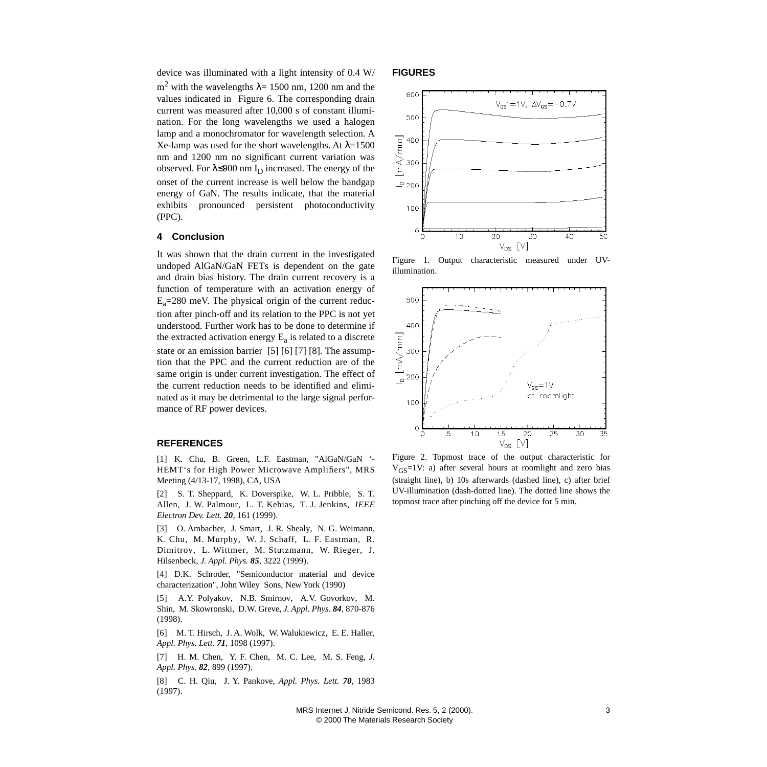device was illuminated with a light intensity of 0.4 W/ $m^2$ with the wavelengths $\lambda$= 1500 nm, 1200 nm and the values indicated in Figure 6. The corresponding drain current was measured after 10,000 s of constant illumination. For the long wavelengths we used a halogen lamp and a monochromator for wavelength selection. A Xe-lamp was used for the short wavelengths. At $\lambda$=1500 nm and 1200 nm no significant current variation was observed. For $\lambda \leq$900 nm $I_D$ increased. The energy of the onset of the current increase is well below the bandgap energy of GaN. The results indicate, that the material exhibits pronounced persistent photoconductivity (PPC).

## 4 Conclusion

It was shown that the drain current in the investigated undoped AlGaN/GaN FETs is dependent on the gate and drain bias history. The drain current recovery is a function of temperature with an activation energy of $E_a$=280 meV. The physical origin of the current reduction after pinch-off and its relation to the PPC is not yet understood. Further work has to be done to determine if the extracted activation energy $E_a$ is related to a discrete state or an emission barrier [5] [6] [7] [8]. The assumption that the PPC and the current reduction are of the same origin is under current investigation. The effect of the current reduction needs to be identified and eliminated as it may be detrimental to the large signal performance of RF power devices.

## REFERENCES

[1] K. Chu, B. Green, L.F. Eastman, "AlGaN/GaN '-HEMT's for High Power Microwave Amplifiers", MRS Meeting (4/13-17, 1998), CA, USA

[2] S. T. Sheppard, K. Doverspike, W. L. Pribble, S. T. Allen, J. W. Palmour, L. T. Kehias, T. J. Jenkins, *IEEE Electron Dev. Lett.* ***20***, 161 (1999).

[3] O. Ambacher, J. Smart, J. R. Shealy, N. G. Weimann, K. Chu, M. Murphy, W. J. Schaff, L. F. Eastman, R. Dimitrov, L. Wittmer, M. Stutzmann, W. Rieger, J. Hilsenbeck, *J. Appl. Phys.* ***85***, 3222 (1999).

[4] D.K. Schroder, "Semiconductor material and device characterization", John Wiley Sons, New York (1990)

[5] A.Y. Polyakov, N.B. Smirnov, A.V. Govorkov, M. Shin, M. Skowronski, D.W. Greve, *J. Appl. Phys.* ***84***, 870-876 (1998).

[6] M. T. Hirsch, J. A. Wolk, W. Walukiewicz, E. E. Haller, *Appl. Phys. Lett.* ***71***, 1098 (1997).

[7] H. M. Chen, Y. F. Chen, M. C. Lee, M. S. Feng, *J. Appl. Phys.* ***82***, 899 (1997).

[8] C. H. Qiu, J. Y. Pankove, *Appl. Phys. Lett.* ***70***, 1983 (1997).

## FIGURES

Figure 1. Output characteristic measured under UV-illumination.

Figure 2. Topmost trace of the output characteristic for $V_{GS}$=1V: a) after several hours at roomlight and zero bias (straight line), b) 10s afterwards (dashed line), c) after brief UV-illumination (dash-dotted line). The dotted line shows the topmost trace after pinching off the device for 5 min.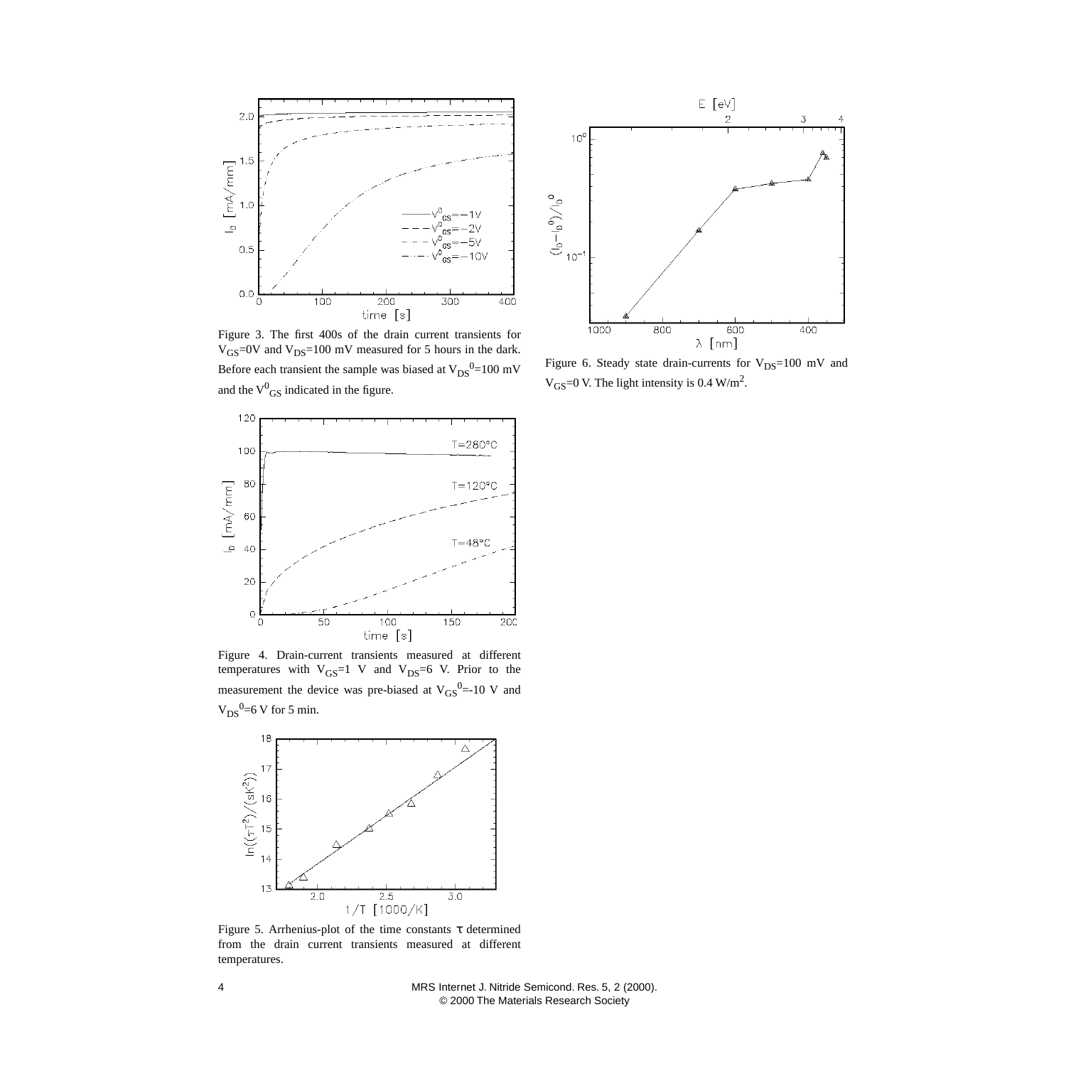I_D [mA/mm]

2.0

1.5

1.0

0.5

0.0

0 100 200 300 400

time [s]

$V^0_{GS}$=−1V

$V^0_{GS}$=−2V

$V^0_{GS}$=−5V

$V^0_{GS}$=−10V

Figure 3. The first 400s of the drain current transients for $V_{GS}$=0V and $V_{DS}$=100 mV measured for 5 hours in the dark. Before each transient the sample was biased at $V_{DS}^0$=100 mV and the $V^0_{GS}$ indicated in the figure.

I_D [mA/mm]

120

100

80

60

40

20

0

0 50 100 150 200

time [s]

T=280°C

T=120°C

T=48°C

Figure 4. Drain-current transients measured at different temperatures with $V_{GS}$=1 V and $V_{DS}$=6 V. Prior to the measurement the device was pre-biased at $V_{GS}^0$=-10 V and $V_{DS}^0$=6 V for 5 min.

ln((τT²)/(sK²))

18

17

16

15

14

13

2.0 2.5 3.0

1/T [1000/K]

Figure 5. Arrhenius-plot of the time constants τ determined from the drain current transients measured at different temperatures.

E [eV]

2 3 4

$(I_D-I_D^0)/I_D^0$

$10^0$

$10^{-1}$

1000 800 600 400

λ [nm]

Figure 6. Steady state drain-currents for $V_{DS}$=100 mV and $V_{GS}$=0 V. The light intensity is 0.4 W/m².